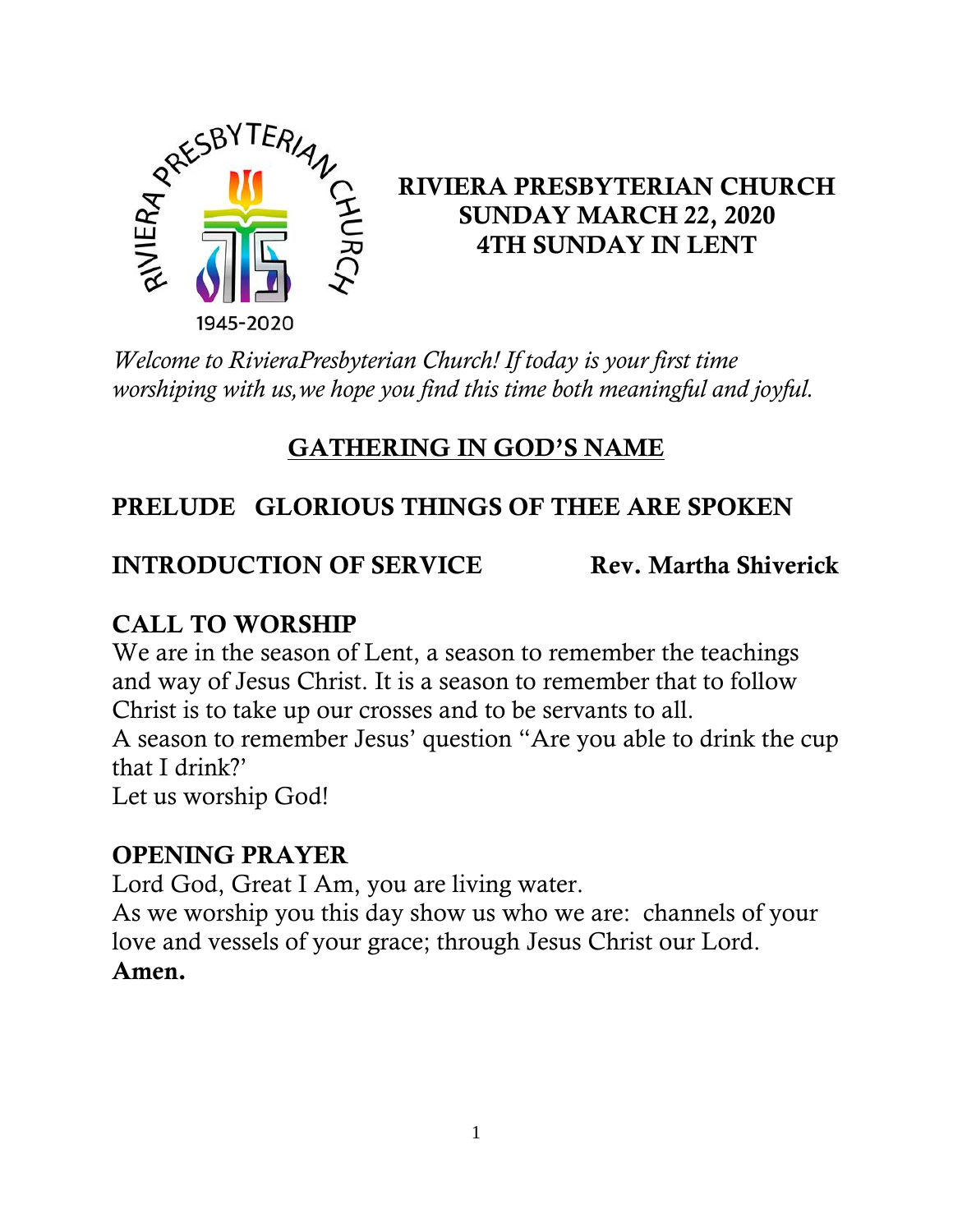# RIVIERA PRESBYTERIAN CHURCH
## SUNDAY MARCH 22, 2020
## 4TH SUNDAY IN LENT

*Welcome to RivieraPresbyterian Church! If today is your first time worshiping with us,we hope you find this time both meaningful and joyful.*

## GATHERING IN GOD'S NAME

**PRELUDE GLORIOUS THINGS OF THEE ARE SPOKEN**

**INTRODUCTION OF SERVICE** **Rev. Martha Shiverick**

**CALL TO WORSHIP**

We are in the season of Lent, a season to remember the teachings and way of Jesus Christ. It is a season to remember that to follow Christ is to take up our crosses and to be servants to all.
A season to remember Jesus' question "Are you able to drink the cup that I drink?'
Let us worship God!

**OPENING PRAYER**

Lord God, Great I Am, you are living water.
As we worship you this day show us who we are: channels of your love and vessels of your grace; through Jesus Christ our Lord.
**Amen.**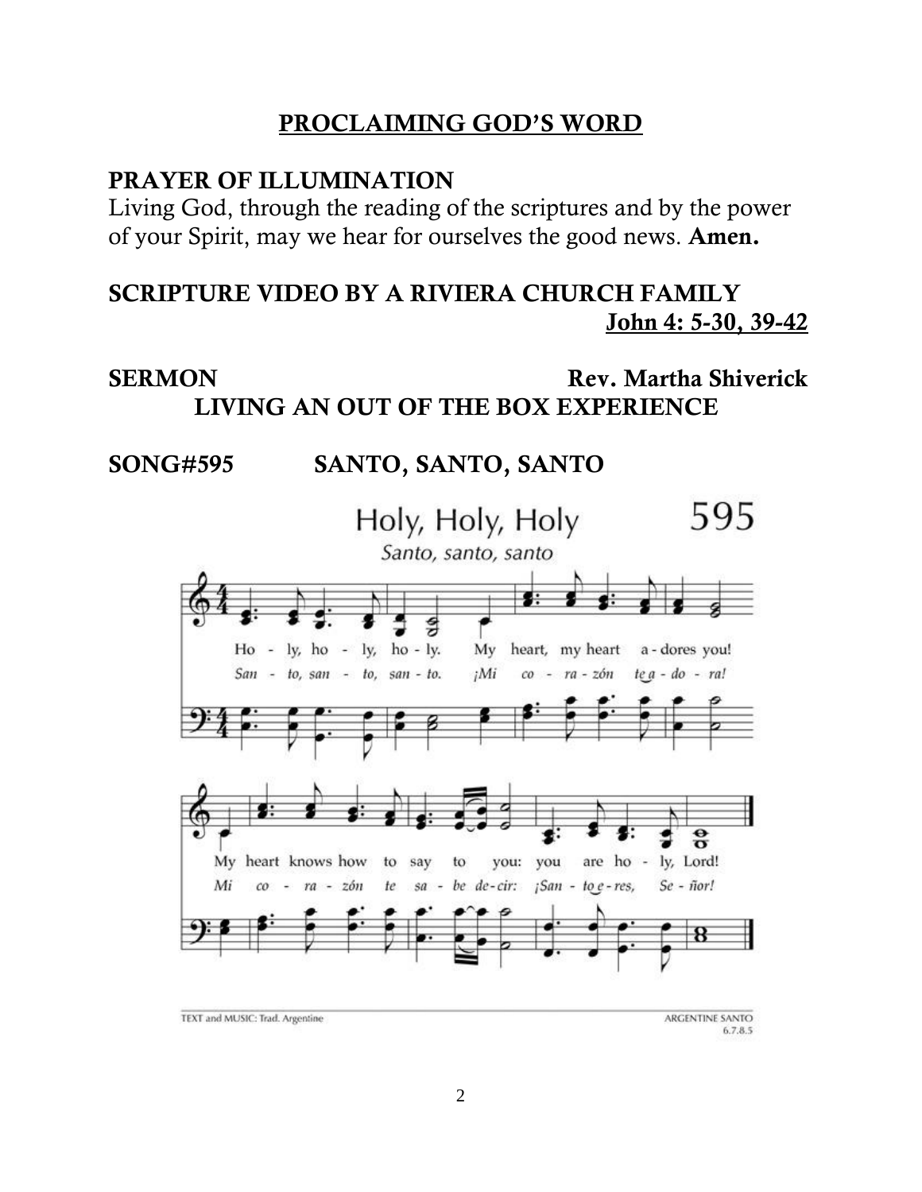## PROCLAIMING GOD'S WORD

**PRAYER OF ILLUMINATION**

Living God, through the reading of the scriptures and by the power of your Spirit, may we hear for ourselves the good news. **Amen.**

**SCRIPTURE VIDEO BY A RIVIERA CHURCH FAMILY**

**John 4: 5-30, 39-42**

**SERMON** **Rev. Martha Shiverick**

**LIVING AN OUT OF THE BOX EXPERIENCE**

**SONG#595 SANTO, SANTO, SANTO**

Holy, Holy, Holy 595

*Santo, santo, santo*

Holy, holy, holy. My heart, my heart adores you!
*¡Santo, santo, santo. ¡Mi corazón te adora!*

My heart knows how to say to you: you are holy, Lord!
*Mi corazón te sabe decir: ¡Santo eres, Señor!*

TEXT and MUSIC: Trad. Argentine

ARGENTINE SANTO 6.7.8.5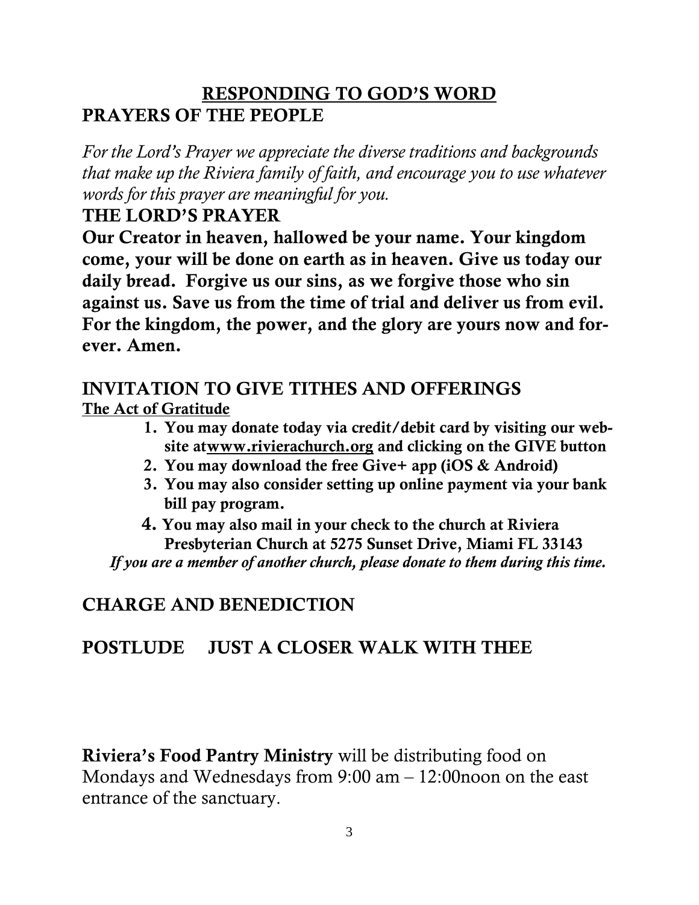## RESPONDING TO GOD'S WORD

### PRAYERS OF THE PEOPLE

*For the Lord's Prayer we appreciate the diverse traditions and backgrounds that make up the Riviera family of faith, and encourage you to use whatever words for this prayer are meaningful for you.*

### THE LORD'S PRAYER

**Our Creator in heaven, hallowed be your name. Your kingdom come, your will be done on earth as in heaven. Give us today our daily bread. Forgive us our sins, as we forgive those who sin against us. Save us from the time of trial and deliver us from evil. For the kingdom, the power, and the glory are yours now and forever. Amen.**

### INVITATION TO GIVE TITHES AND OFFERINGS

**The Act of Gratitude**

1. **You may donate today via credit/debit card by visiting our website atwww.rivierachurch.org and clicking on the GIVE button**
2. **You may download the free Give+ app (iOS & Android)**
3. **You may also consider setting up online payment via your bank bill pay program.**
4. **You may also mail in your check to the church at Riviera Presbyterian Church at 5275 Sunset Drive, Miami FL 33143**

***If you are a member of another church, please donate to them during this time.***

### CHARGE AND BENEDICTION

### POSTLUDE JUST A CLOSER WALK WITH THEE

**Riviera's Food Pantry Ministry** will be distributing food on Mondays and Wednesdays from 9:00 am – 12:00noon on the east entrance of the sanctuary.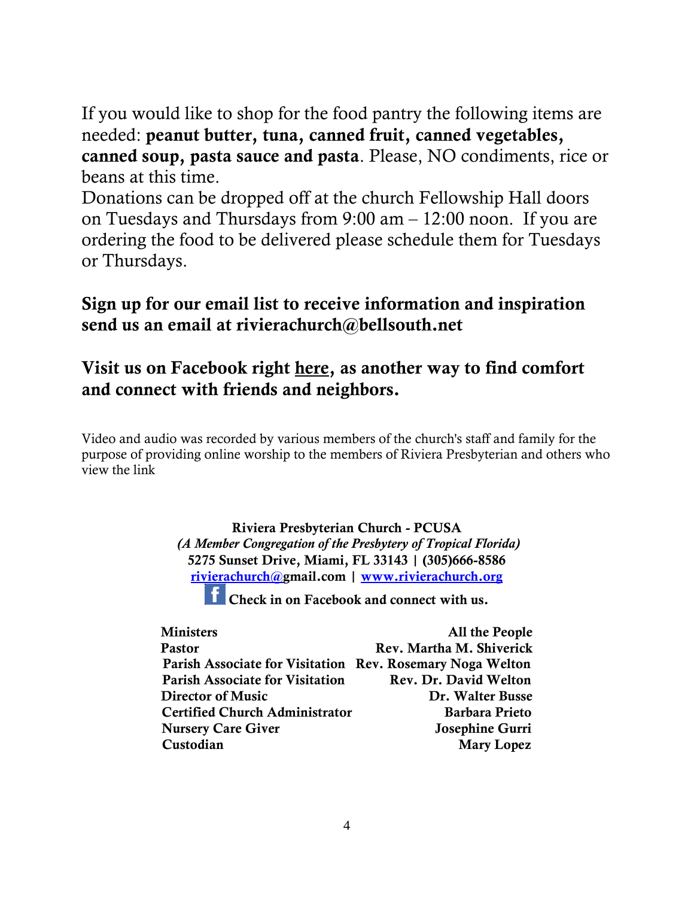If you would like to shop for the food pantry the following items are needed: **peanut butter, tuna, canned fruit, canned vegetables, canned soup, pasta sauce and pasta**. Please, NO condiments, rice or beans at this time.

Donations can be dropped off at the church Fellowship Hall doors on Tuesdays and Thursdays from 9:00 am – 12:00 noon. If you are ordering the food to be delivered please schedule them for Tuesdays or Thursdays.

**Sign up for our email list to receive information and inspiration send us an email at rivierachurch@bellsouth.net**

**Visit us on Facebook right here, as another way to find comfort and connect with friends and neighbors.**

Video and audio was recorded by various members of the church's staff and family for the purpose of providing online worship to the members of Riviera Presbyterian and others who view the link

**Riviera Presbyterian Church - PCUSA**
*(A Member Congregation of the Presbytery of Tropical Florida)*
**5275 Sunset Drive, Miami, FL 33143 | (305)666-8586**
**rivierachurch@gmail.com | www.rivierachurch.org**

**Check in on Facebook and connect with us.**

| | |
|---|---|
| **Ministers** | **All the People** |
| **Pastor** | **Rev. Martha M. Shiverick** |
| **Parish Associate for Visitation** | **Rev. Rosemary Noga Welton** |
| **Parish Associate for Visitation** | **Rev. Dr. David Welton** |
| **Director of Music** | **Dr. Walter Busse** |
| **Certified Church Administrator** | **Barbara Prieto** |
| **Nursery Care Giver** | **Josephine Gurri** |
| **Custodian** | **Mary Lopez** |